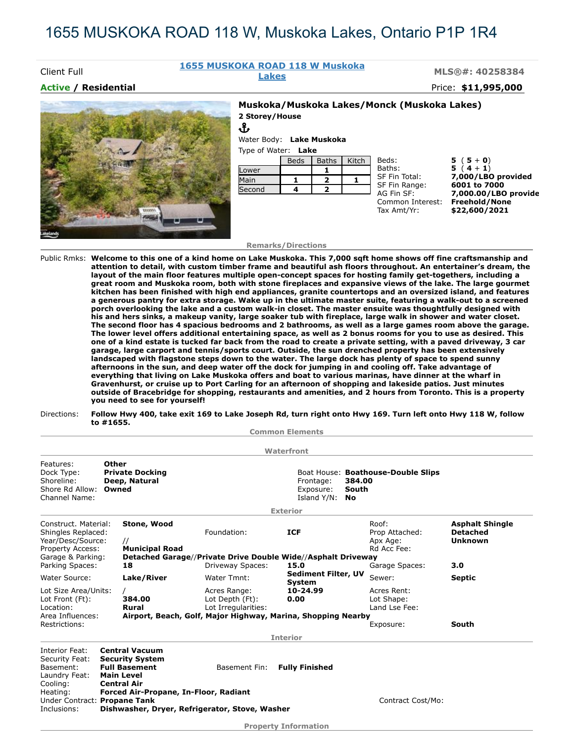# 1655 MUSKOKA ROAD 118 W, Muskoka Lakes, Ontario P1P 1R4

Client Full | **1655 MUSKOKA ROAD 118 W Muskoka Lakes** | **MLS®#: 40258384**

**Active / Residential** | Price: **$11,995,000**

## Muskoka/Muskoka Lakes/Monck (Muskoka Lakes)

**2 Storey/House**

Water Body: **Lake Muskoka**

Type of Water: **Lake**

| | Beds | Baths | Kitch |
|---|---|---|---|
| Lower | | 1 | |
| Main | 1 | 2 | 1 |
| Second | 4 | 2 | |

| | |
|---|---|
| Beds: | **5 (5 + 0)** |
| Baths: | **5 (4 + 1)** |
| SF Fin Total: | **7,000/LBO provided** |
| SF Fin Range: | **6001 to 7000** |
| AG Fin SF: | **7,000.00/LBO provide** |
| Common Interest: | **Freehold/None** |
| Tax Amt/Yr: | **$22,600/2021** |

### Remarks/Directions

Public Rmks: **Welcome to this one of a kind home on Lake Muskoka. This 7,000 sqft home shows off fine craftsmanship and attention to detail, with custom timber frame and beautiful ash floors throughout. An entertainer's dream, the layout of the main floor features multiple open-concept spaces for hosting family get-togethers, including a great room and Muskoka room, both with stone fireplaces and expansive views of the lake. The large gourmet kitchen has been finished with high end appliances, granite countertops and an oversized island, and features a generous pantry for extra storage. Wake up in the ultimate master suite, featuring a walk-out to a screened porch overlooking the lake and a custom walk-in closet. The master ensuite was thoughtfully designed with his and hers sinks, a makeup vanity, large soaker tub with fireplace, large walk in shower and water closet. The second floor has 4 spacious bedrooms and 2 bathrooms, as well as a large games room above the garage. The lower level offers additional entertaining space, as well as 2 bonus rooms for you to use as desired. This one of a kind estate is tucked far back from the road to create a private setting, with a paved driveway, 3 car garage, large carport and tennis/sports court. Outside, the sun drenched property has been extensively landscaped with flagstone steps down to the water. The large dock has plenty of space to spend sunny afternoons in the sun, and deep water off the dock for jumping in and cooling off. Take advantage of everything that living on Lake Muskoka offers and boat to various marinas, have dinner at the wharf in Gravenhurst, or cruise up to Port Carling for an afternoon of shopping and lakeside patios. Just minutes outside of Bracebridge for shopping, restaurants and amenities, and 2 hours from Toronto. This is a property you need to see for yourself!**

Directions: **Follow Hwy 400, take exit 169 to Lake Joseph Rd, turn right onto Hwy 169. Turn left onto Hwy 118 W, follow to #1655.**

### Common Elements

### Waterfront

| | | | |
|---|---|---|---|
| Features: | **Other** | | |
| Dock Type: | **Private Docking** | Boat House: | **Boathouse-Double Slips** |
| Shoreline: | **Deep, Natural** | Frontage: | **384.00** |
| Shore Rd Allow: | **Owned** | Exposure: | **South** |
| Channel Name: | | Island Y/N: | **No** |

### Exterior

| | | | | | |
|---|---|---|---|---|---|
| Construct. Material: | **Stone, Wood** | | | Roof: | **Asphalt Shingle** |
| Shingles Replaced: | | Foundation: | **ICF** | Prop Attached: | **Detached** |
| Year/Desc/Source: | // | | | Apx Age: | **Unknown** |
| Property Access: | **Municipal Road** | | | Rd Acc Fee: | |
| Garage & Parking: | **Detached Garage//Private Drive Double Wide//Asphalt Driveway** | | | | |
| Parking Spaces: | **18** | Driveway Spaces: | **15.0** | Garage Spaces: | **3.0** |
| Water Source: | **Lake/River** | Water Tmnt: | **Sediment Filter, UV System** | Sewer: | **Septic** |
| Lot Size Area/Units: | / | Acres Range: | **10-24.99** | Acres Rent: | |
| Lot Front (Ft): | **384.00** | Lot Depth (Ft): | **0.00** | Lot Shape: | |
| Location: | **Rural** | Lot Irregularities: | | Land Lse Fee: | |
| Area Influences: | **Airport, Beach, Golf, Major Highway, Marina, Shopping Nearby** | | | | |
| Restrictions: | | | | Exposure: | **South** |

### Interior

| | | | |
|---|---|---|---|
| Interior Feat: | **Central Vacuum** | | |
| Security Feat: | **Security System** | | |
| Basement: | **Full Basement** | Basement Fin: | **Fully Finished** |
| Laundry Feat: | **Main Level** | | |
| Cooling: | **Central Air** | | |
| Heating: | **Forced Air-Propane, In-Floor, Radiant** | | |
| Under Contract: | **Propane Tank** | Contract Cost/Mo: | |
| Inclusions: | **Dishwasher, Dryer, Refrigerator, Stove, Washer** | | |

### Property Information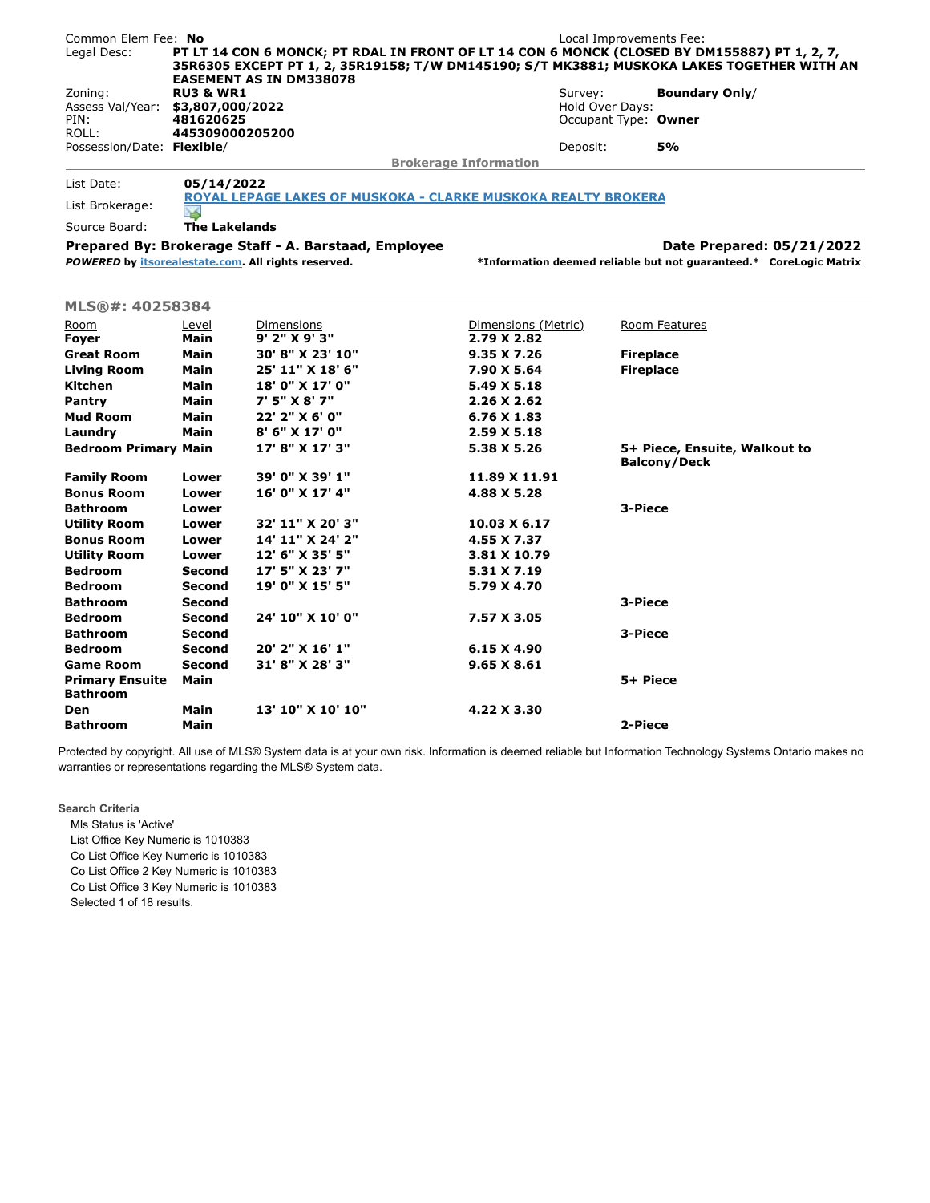Common Elem Fee: **No** Local Improvements Fee:

Legal Desc: **PT LT 14 CON 6 MONCK; PT RDAL IN FRONT OF LT 14 CON 6 MONCK (CLOSED BY DM155887) PT 1, 2, 7, 35R6305 EXCEPT PT 1, 2, 35R19158; T/W DM145190; S/T MK3881; MUSKOKA LAKES TOGETHER WITH AN EASEMENT AS IN DM338078**

Zoning: **RU3 & WR1** Survey: **Boundary Only/**

Assess Val/Year: **$3,807,000/2022** Hold Over Days:

PIN: **481620625** Occupant Type: **Owner**

ROLL: **445309000205200**

Possession/Date: **Flexible/** Deposit: **5%**

**Brokerage Information**

List Date: **05/14/2022**

List Brokerage: **ROYAL LEPAGE LAKES OF MUSKOKA - CLARKE MUSKOKA REALTY BROKERA**

Source Board: **The Lakelands**

**Prepared By: Brokerage Staff - A. Barstaad, Employee** **Date Prepared: 05/21/2022**

***POWERED** by itsorealestate.com. All rights reserved.* ***Information deemed reliable but not guaranteed.*** **CoreLogic Matrix**

## MLS®#: 40258384

| Room | Level | Dimensions | Dimensions (Metric) | Room Features |
|---|---|---|---|---|
| **Foyer** | **Main** | **9' 2" X 9' 3"** | **2.79 X 2.82** | |
| **Great Room** | **Main** | **30' 8" X 23' 10"** | **9.35 X 7.26** | **Fireplace** |
| **Living Room** | **Main** | **25' 11" X 18' 6"** | **7.90 X 5.64** | **Fireplace** |
| **Kitchen** | **Main** | **18' 0" X 17' 0"** | **5.49 X 5.18** | |
| **Pantry** | **Main** | **7' 5" X 8' 7"** | **2.26 X 2.62** | |
| **Mud Room** | **Main** | **22' 2" X 6' 0"** | **6.76 X 1.83** | |
| **Laundry** | **Main** | **8' 6" X 17' 0"** | **2.59 X 5.18** | |
| **Bedroom Primary** | **Main** | **17' 8" X 17' 3"** | **5.38 X 5.26** | **5+ Piece, Ensuite, Walkout to Balcony/Deck** |
| **Family Room** | **Lower** | **39' 0" X 39' 1"** | **11.89 X 11.91** | |
| **Bonus Room** | **Lower** | **16' 0" X 17' 4"** | **4.88 X 5.28** | |
| **Bathroom** | **Lower** | | | **3-Piece** |
| **Utility Room** | **Lower** | **32' 11" X 20' 3"** | **10.03 X 6.17** | |
| **Bonus Room** | **Lower** | **14' 11" X 24' 2"** | **4.55 X 7.37** | |
| **Utility Room** | **Lower** | **12' 6" X 35' 5"** | **3.81 X 10.79** | |
| **Bedroom** | **Second** | **17' 5" X 23' 7"** | **5.31 X 7.19** | |
| **Bedroom** | **Second** | **19' 0" X 15' 5"** | **5.79 X 4.70** | |
| **Bathroom** | **Second** | | | **3-Piece** |
| **Bedroom** | **Second** | **24' 10" X 10' 0"** | **7.57 X 3.05** | |
| **Bathroom** | **Second** | | | **3-Piece** |
| **Bedroom** | **Second** | **20' 2" X 16' 1"** | **6.15 X 4.90** | |
| **Game Room** | **Second** | **31' 8" X 28' 3"** | **9.65 X 8.61** | |
| **Primary Ensuite Bathroom** | **Main** | | | **5+ Piece** |
| **Den** | **Main** | **13' 10" X 10' 10"** | **4.22 X 3.30** | |
| **Bathroom** | **Main** | | | **2-Piece** |

Protected by copyright. All use of MLS® System data is at your own risk. Information is deemed reliable but Information Technology Systems Ontario makes no warranties or representations regarding the MLS® System data.

**Search Criteria**

- Mls Status is 'Active'
- List Office Key Numeric is 1010383
- Co List Office Key Numeric is 1010383
- Co List Office 2 Key Numeric is 1010383
- Co List Office 3 Key Numeric is 1010383
- Selected 1 of 18 results.